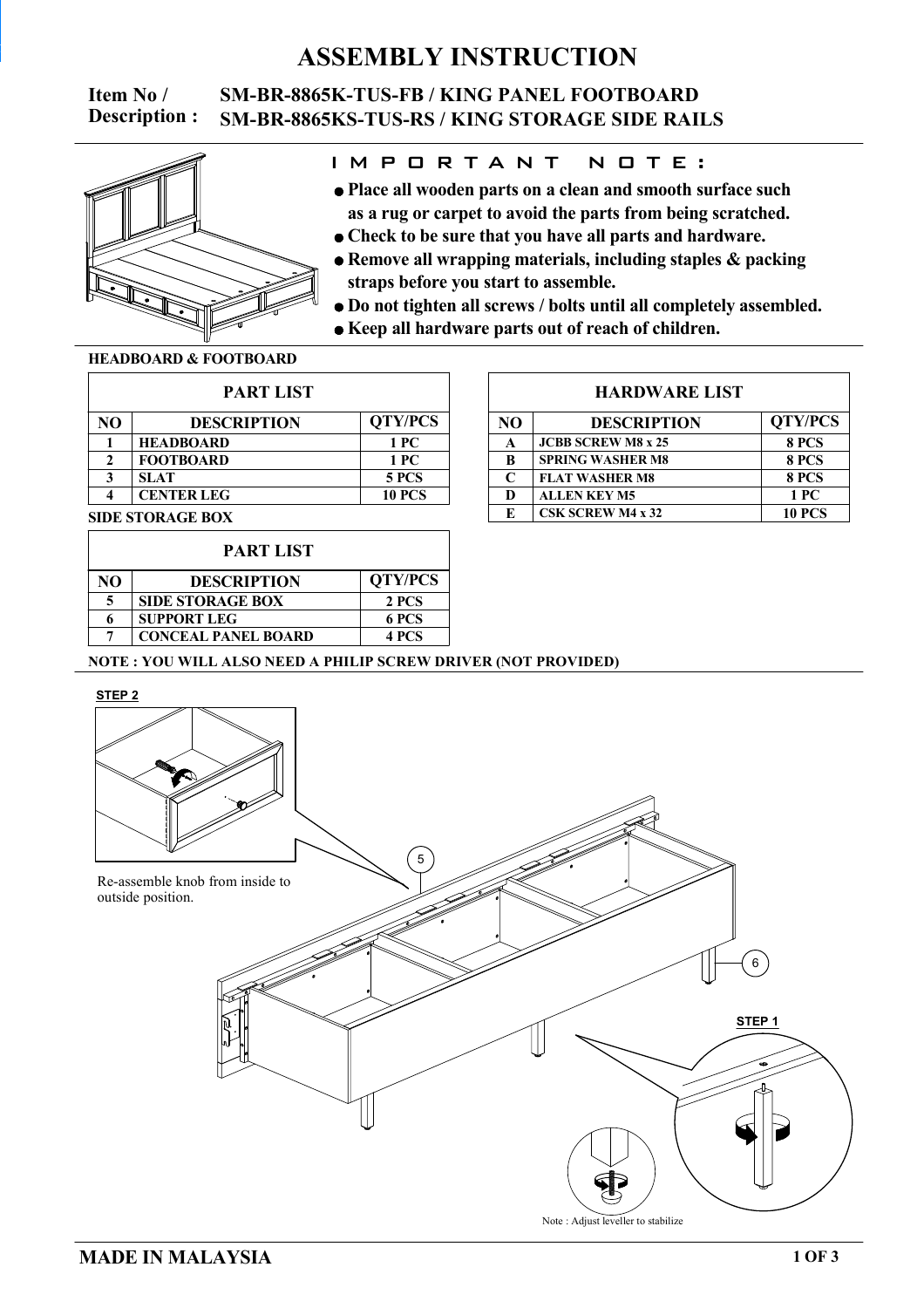# ASSEMBLY INSTRUCTION

**Item No / Description :** SM-BR-8865K-TUS-FB / KING PANEL FOOTBOARD
SM-BR-8865KS-TUS-RS / KING STORAGE SIDE RAILS

## IMPORTANT NOTE:

- Place all wooden parts on a clean and smooth surface such as a rug or carpet to avoid the parts from being scratched.
- Check to be sure that you have all parts and hardware.
- Remove all wrapping materials, including staples & packing straps before you start to assemble.
- Do not tighten all screws / bolts until all completely assembled.
- Keep all hardware parts out of reach of children.

**HEADBOARD & FOOTBOARD**

| PART LIST | | |
|---|---|---|
| **NO** | **DESCRIPTION** | **QTY/PCS** |
| 1 | HEADBOARD | 1 PC |
| 2 | FOOTBOARD | 1 PC |
| 3 | SLAT | 5 PCS |
| 4 | CENTER LEG | 10 PCS |

**SIDE STORAGE BOX**

| PART LIST | | |
|---|---|---|
| **NO** | **DESCRIPTION** | **QTY/PCS** |
| 5 | SIDE STORAGE BOX | 2 PCS |
| 6 | SUPPORT LEG | 6 PCS |
| 7 | CONCEAL PANEL BOARD | 4 PCS |

| HARDWARE LIST | | |
|---|---|---|
| **NO** | **DESCRIPTION** | **QTY/PCS** |
| A | JCBB SCREW M8 x 25 | 8 PCS |
| B | SPRING WASHER M8 | 8 PCS |
| C | FLAT WASHER M8 | 8 PCS |
| D | ALLEN KEY M5 | 1 PC |
| E | CSK SCREW M4 x 32 | 10 PCS |

**NOTE : YOU WILL ALSO NEED A PHILIP SCREW DRIVER (NOT PROVIDED)**

**STEP 2**

Re-assemble knob from inside to outside position.

5

6

**STEP 1**

Note : Adjust leveller to stabilize

**MADE IN MALAYSIA**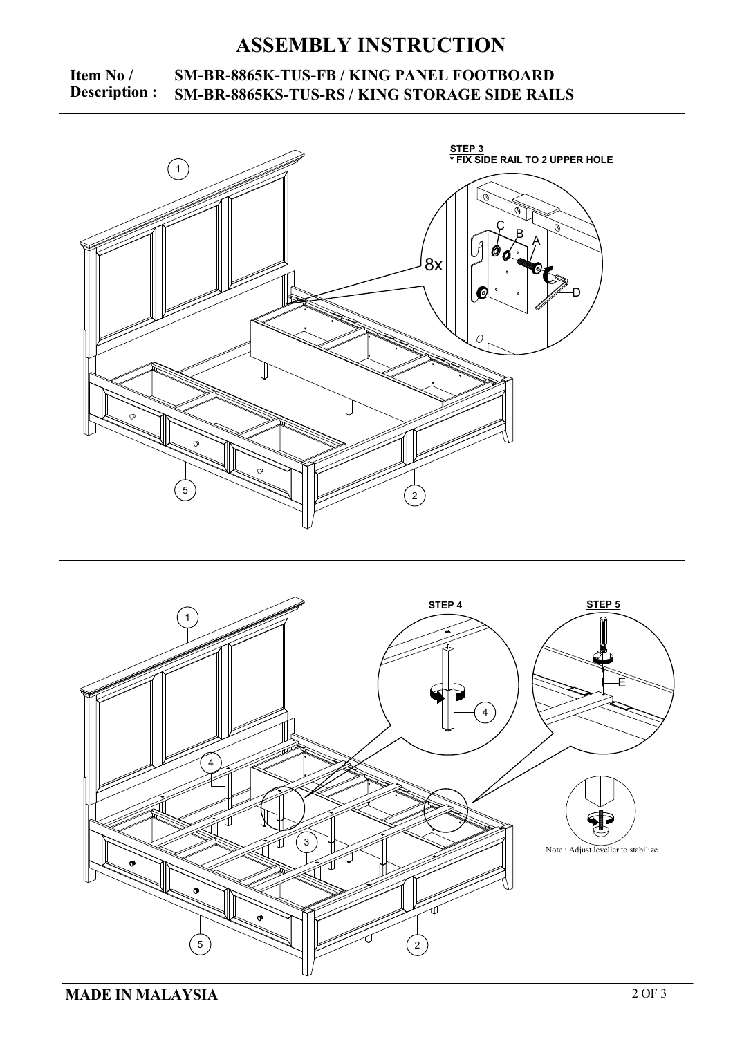# ASSEMBLY INSTRUCTION

**Item No / Description :** **SM-BR-8865K-TUS-FB / KING PANEL FOOTBOARD**
**SM-BR-8865KS-TUS-RS / KING STORAGE SIDE RAILS**

**STEP 3**
*** FIX SIDE RAIL TO 2 UPPER HOLE**

8x

A B C D

1 2 5

**STEP 4**

**STEP 5**

E

1 2 3 4 5

Note : Adjust leveller to stabilize

**MADE IN MALAYSIA**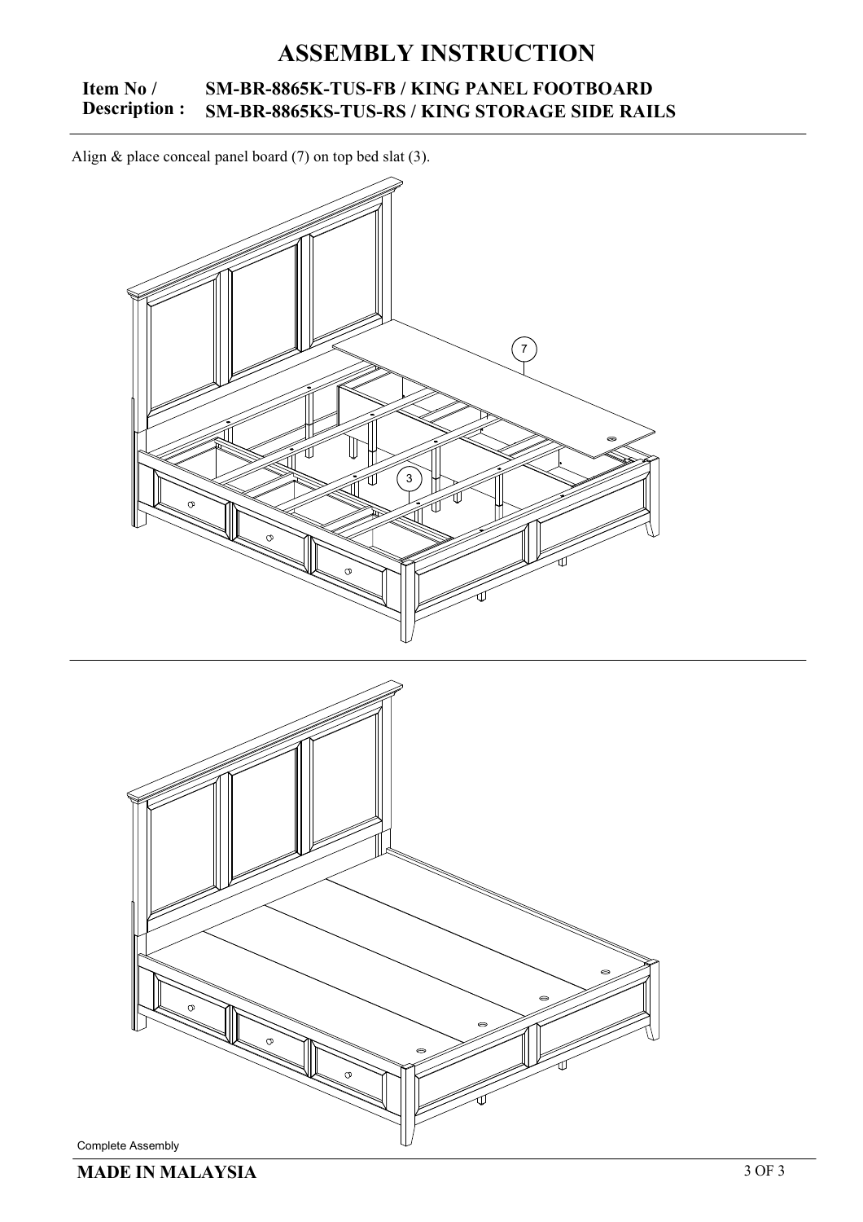# ASSEMBLY INSTRUCTION

**Item No / Description :** **SM-BR-8865K-TUS-FB / KING PANEL FOOTBOARD**
**SM-BR-8865KS-TUS-RS / KING STORAGE SIDE RAILS**

Align & place conceal panel board (7) on top bed slat (3).

7

3

Complete Assembly

**MADE IN MALAYSIA**